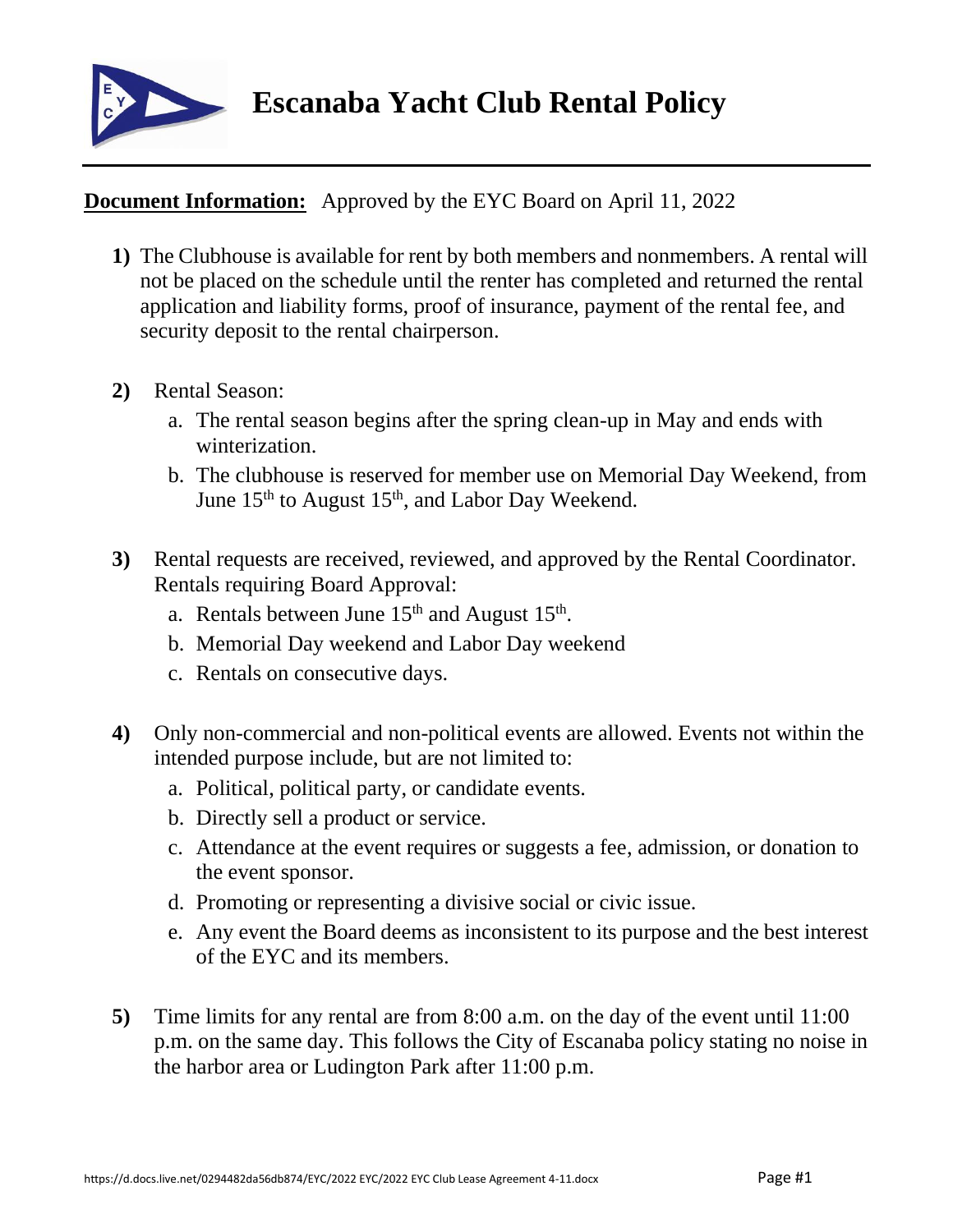# Escanaba Yacht Club Rental Policy

**Document Information:** Approved by the EYC Board on April 11, 2022

1) The Clubhouse is available for rent by both members and nonmembers. A rental will not be placed on the schedule until the renter has completed and returned the rental application and liability forms, proof of insurance, payment of the rental fee, and security deposit to the rental chairperson.

2) Rental Season:
   a. The rental season begins after the spring clean-up in May and ends with winterization.
   b. The clubhouse is reserved for member use on Memorial Day Weekend, from June 15th to August 15th, and Labor Day Weekend.

3) Rental requests are received, reviewed, and approved by the Rental Coordinator. Rentals requiring Board Approval:
   a. Rentals between June 15th and August 15th.
   b. Memorial Day weekend and Labor Day weekend
   c. Rentals on consecutive days.

4) Only non-commercial and non-political events are allowed. Events not within the intended purpose include, but are not limited to:
   a. Political, political party, or candidate events.
   b. Directly sell a product or service.
   c. Attendance at the event requires or suggests a fee, admission, or donation to the event sponsor.
   d. Promoting or representing a divisive social or civic issue.
   e. Any event the Board deems as inconsistent to its purpose and the best interest of the EYC and its members.

5) Time limits for any rental are from 8:00 a.m. on the day of the event until 11:00 p.m. on the same day. This follows the City of Escanaba policy stating no noise in the harbor area or Ludington Park after 11:00 p.m.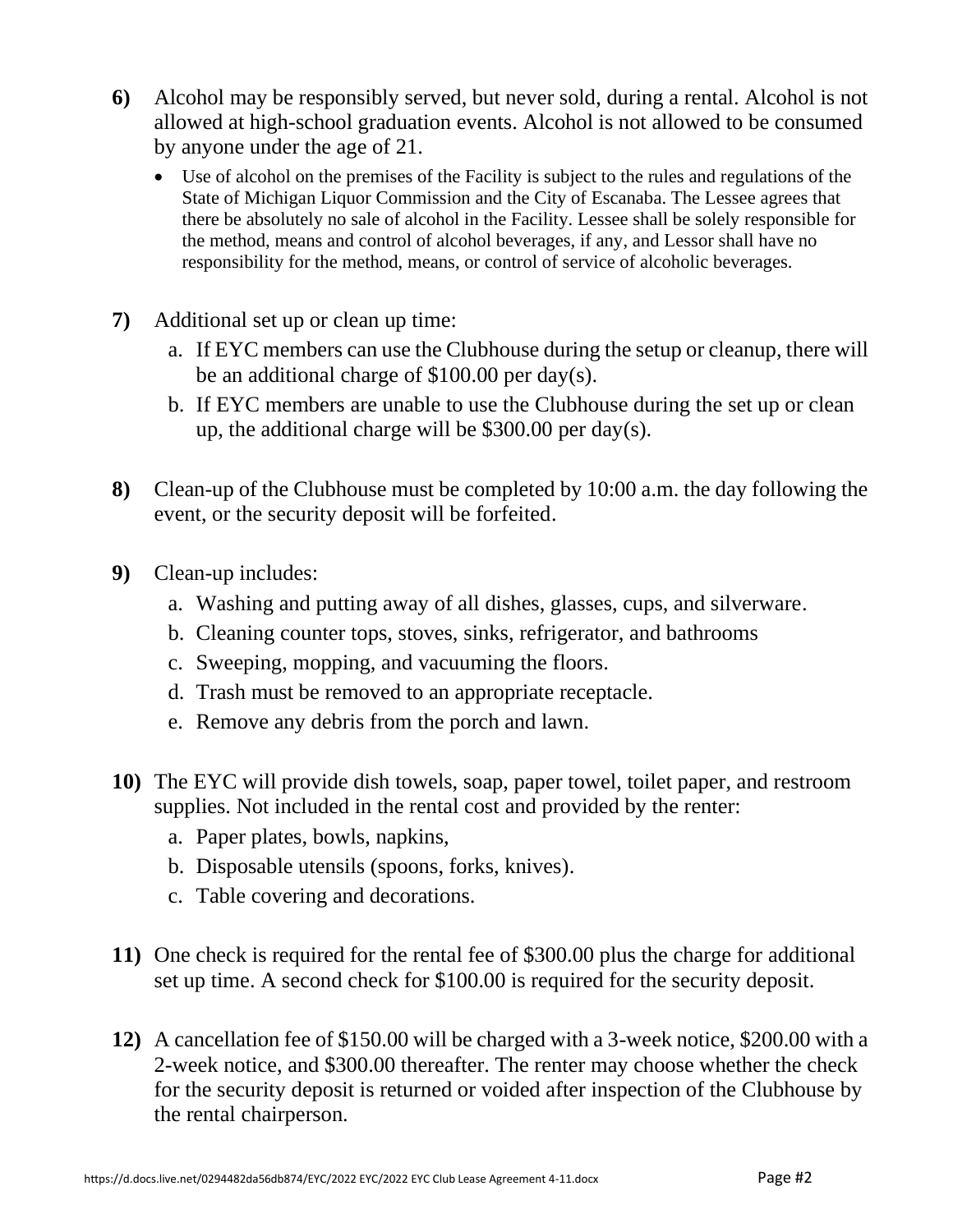**6)** Alcohol may be responsibly served, but never sold, during a rental. Alcohol is not allowed at high-school graduation events. Alcohol is not allowed to be consumed by anyone under the age of 21.

- Use of alcohol on the premises of the Facility is subject to the rules and regulations of the State of Michigan Liquor Commission and the City of Escanaba. The Lessee agrees that there be absolutely no sale of alcohol in the Facility. Lessee shall be solely responsible for the method, means and control of alcohol beverages, if any, and Lessor shall have no responsibility for the method, means, or control of service of alcoholic beverages.

**7)** Additional set up or clean up time:

a. If EYC members can use the Clubhouse during the setup or cleanup, there will be an additional charge of $100.00 per day(s).

b. If EYC members are unable to use the Clubhouse during the set up or clean up, the additional charge will be $300.00 per day(s).

**8)** Clean-up of the Clubhouse must be completed by 10:00 a.m. the day following the event, or the security deposit will be forfeited.

**9)** Clean-up includes:

a. Washing and putting away of all dishes, glasses, cups, and silverware.

b. Cleaning counter tops, stoves, sinks, refrigerator, and bathrooms

c. Sweeping, mopping, and vacuuming the floors.

d. Trash must be removed to an appropriate receptacle.

e. Remove any debris from the porch and lawn.

**10)** The EYC will provide dish towels, soap, paper towel, toilet paper, and restroom supplies. Not included in the rental cost and provided by the renter:

a. Paper plates, bowls, napkins,

b. Disposable utensils (spoons, forks, knives).

c. Table covering and decorations.

**11)** One check is required for the rental fee of $300.00 plus the charge for additional set up time. A second check for $100.00 is required for the security deposit.

**12)** A cancellation fee of $150.00 will be charged with a 3-week notice, $200.00 with a 2-week notice, and $300.00 thereafter. The renter may choose whether the check for the security deposit is returned or voided after inspection of the Clubhouse by the rental chairperson.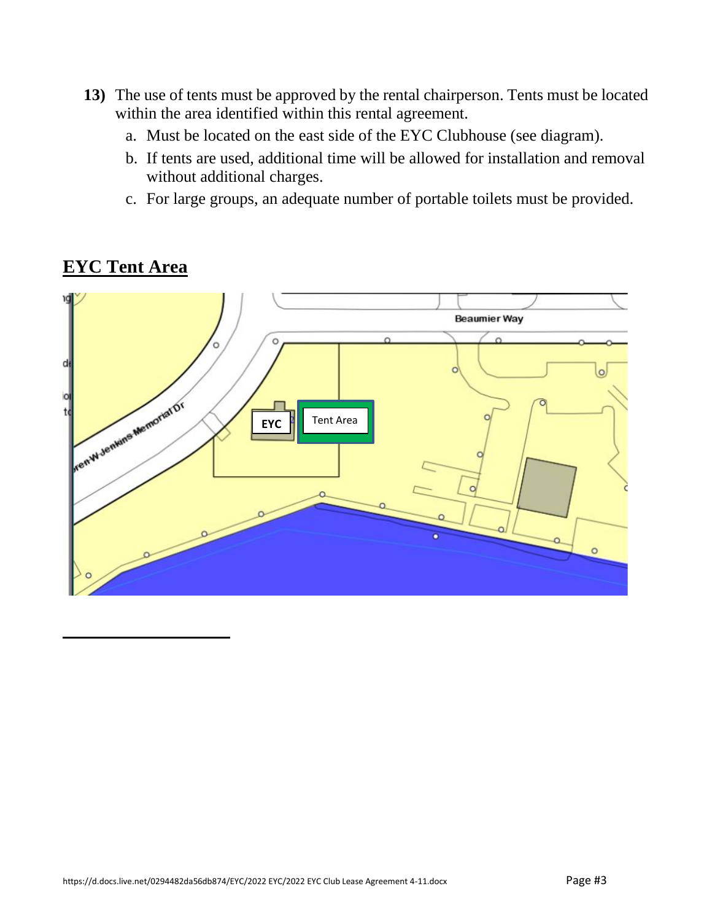13) The use of tents must be approved by the rental chairperson. Tents must be located within the area identified within this rental agreement.
    a. Must be located on the east side of the EYC Clubhouse (see diagram).
    b. If tents are used, additional time will be allowed for installation and removal without additional charges.
    c. For large groups, an adequate number of portable toilets must be provided.

## EYC Tent Area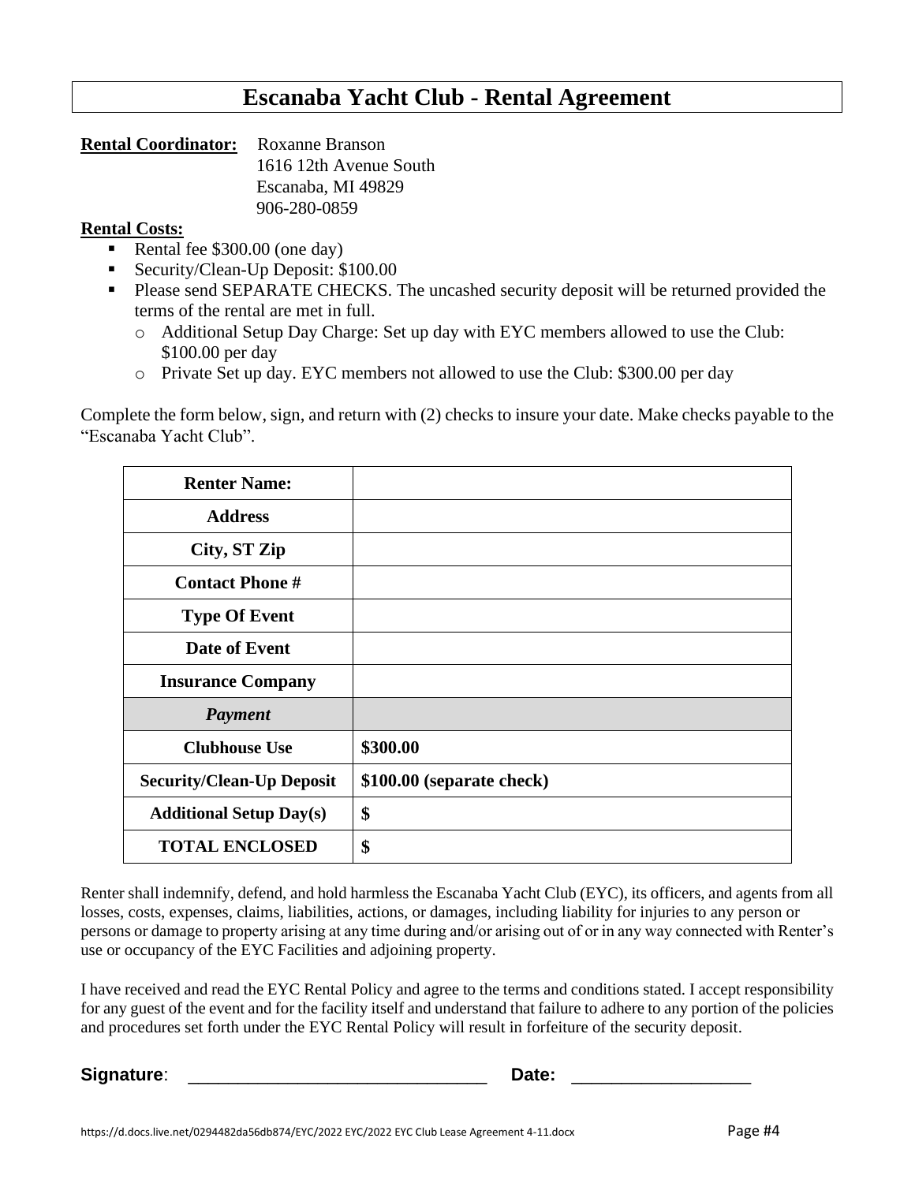# Escanaba Yacht Club - Rental Agreement

**Rental Coordinator:** Roxanne Branson
1616 12th Avenue South
Escanaba, MI 49829
906-280-0859

**Rental Costs:**

- Rental fee $300.00 (one day)
- Security/Clean-Up Deposit: $100.00
- Please send SEPARATE CHECKS. The uncashed security deposit will be returned provided the terms of the rental are met in full.
  - Additional Setup Day Charge: Set up day with EYC members allowed to use the Club: $100.00 per day
  - Private Set up day. EYC members not allowed to use the Club: $300.00 per day

Complete the form below, sign, and return with (2) checks to insure your date. Make checks payable to the "Escanaba Yacht Club".

| | |
|---|---|
| **Renter Name:** | |
| **Address** | |
| **City, ST Zip** | |
| **Contact Phone #** | |
| **Type Of Event** | |
| **Date of Event** | |
| **Insurance Company** | |
| ***Payment*** | |
| **Clubhouse Use** | **$300.00** |
| **Security/Clean-Up Deposit** | **$100.00 (separate check)** |
| **Additional Setup Day(s)** | **$** |
| **TOTAL ENCLOSED** | **$** |

Renter shall indemnify, defend, and hold harmless the Escanaba Yacht Club (EYC), its officers, and agents from all losses, costs, expenses, claims, liabilities, actions, or damages, including liability for injuries to any person or persons or damage to property arising at any time during and/or arising out of or in any way connected with Renter's use or occupancy of the EYC Facilities and adjoining property.

I have received and read the EYC Rental Policy and agree to the terms and conditions stated. I accept responsibility for any guest of the event and for the facility itself and understand that failure to adhere to any portion of the policies and procedures set forth under the EYC Rental Policy will result in forfeiture of the security deposit.

**Signature**: _______________________________ **Date:** ___________________